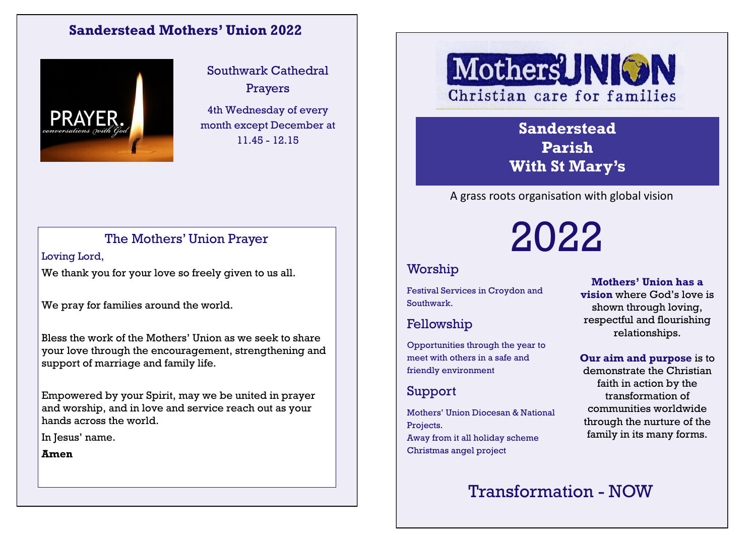# Sanderstead Mothers' Union 2022

## Southwark Cathedral Prayers

4th Wednesday of every month except December at 11.45 - 12.15

## The Mothers' Union Prayer

Loving Lord,

We thank you for your love so freely given to us all.

We pray for families around the world.

Bless the work of the Mothers' Union as we seek to share your love through the encouragement, strengthening and support of marriage and family life.

Empowered by your Spirit, may we be united in prayer and worship, and in love and service reach out as your hands across the world.

In Jesus' name.

**Amen**

Mothers' UNION

Christian care for families

# Sanderstead Parish With St Mary's

A grass roots organisation with global vision

# 2022

## Worship

Festival Services in Croydon and Southwark.

## Fellowship

Opportunities through the year to meet with others in a safe and friendly environment

## Support

Mothers' Union Diocesan & National Projects.
Away from it all holiday scheme
Christmas angel project

**Mothers' Union has a vision** where God's love is shown through loving, respectful and flourishing relationships.

**Our aim and purpose** is to demonstrate the Christian faith in action by the transformation of communities worldwide through the nurture of the family in its many forms.

## Transformation - NOW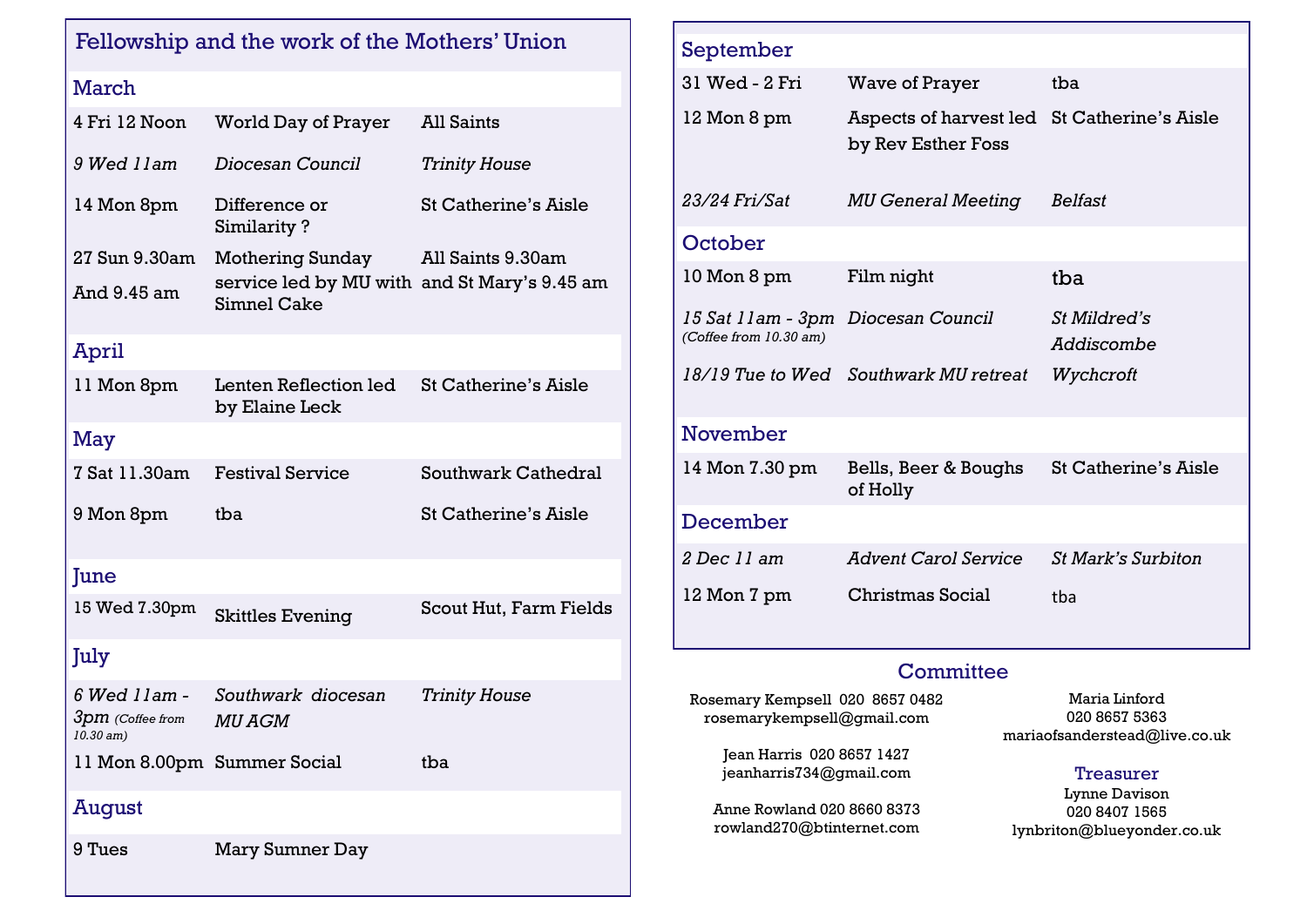## Fellowship and the work of the Mothers' Union

### March

| | | |
|---|---|---|
| 4 Fri 12 Noon | World Day of Prayer | All Saints |
| *9 Wed 11am* | *Diocesan Council* | *Trinity House* |
| 14 Mon 8pm | Difference or Similarity ? | St Catherine's Aisle |
| 27 Sun 9.30am And 9.45 am | Mothering Sunday service led by MU with Simnel Cake | All Saints 9.30am and St Mary's 9.45 am |

### April

| | | |
|---|---|---|
| 11 Mon 8pm | Lenten Reflection led by Elaine Leck | St Catherine's Aisle |

### May

| | | |
|---|---|---|
| 7 Sat 11.30am | Festival Service | Southwark Cathedral |
| 9 Mon 8pm | tba | St Catherine's Aisle |

### June

| | | |
|---|---|---|
| 15 Wed 7.30pm | Skittles Evening | Scout Hut, Farm Fields |

### July

| | | |
|---|---|---|
| *6 Wed 11am - 3pm* (Coffee from 10.30 am) | *Southwark diocesan MU AGM* | *Trinity House* |
| 11 Mon 8.00pm | Summer Social | tba |

### August

| | | |
|---|---|---|
| 9 Tues | Mary Sumner Day | |

### September

| | | |
|---|---|---|
| 31 Wed - 2 Fri | Wave of Prayer | tba |
| 12 Mon 8 pm | Aspects of harvest led by Rev Esther Foss | St Catherine's Aisle |
| *23/24 Fri/Sat* | *MU General Meeting* | *Belfast* |

### October

| | | |
|---|---|---|
| 10 Mon 8 pm | Film night | tba |
| *15 Sat 11am - 3pm* (Coffee from 10.30 am) | *Diocesan Council* | *St Mildred's Addiscombe* |
| *18/19 Tue to Wed* | *Southwark MU retreat* | *Wychcroft* |

### November

| | | |
|---|---|---|
| 14 Mon 7.30 pm | Bells, Beer & Boughs of Holly | St Catherine's Aisle |

### December

| | | |
|---|---|---|
| *2 Dec 11 am* | *Advent Carol Service* | *St Mark's Surbiton* |
| 12 Mon 7 pm | Christmas Social | tba |

## Committee

Rosemary Kempsell 020 8657 0482
rosemarykempsell@gmail.com

Jean Harris 020 8657 1427
jeanharris734@gmail.com

Anne Rowland 020 8660 8373
rowland270@btinternet.com

Maria Linford
020 8657 5363
mariaofsanderstead@live.co.uk

**Treasurer**

Lynne Davison
020 8407 1565
lynbriton@blueyonder.co.uk